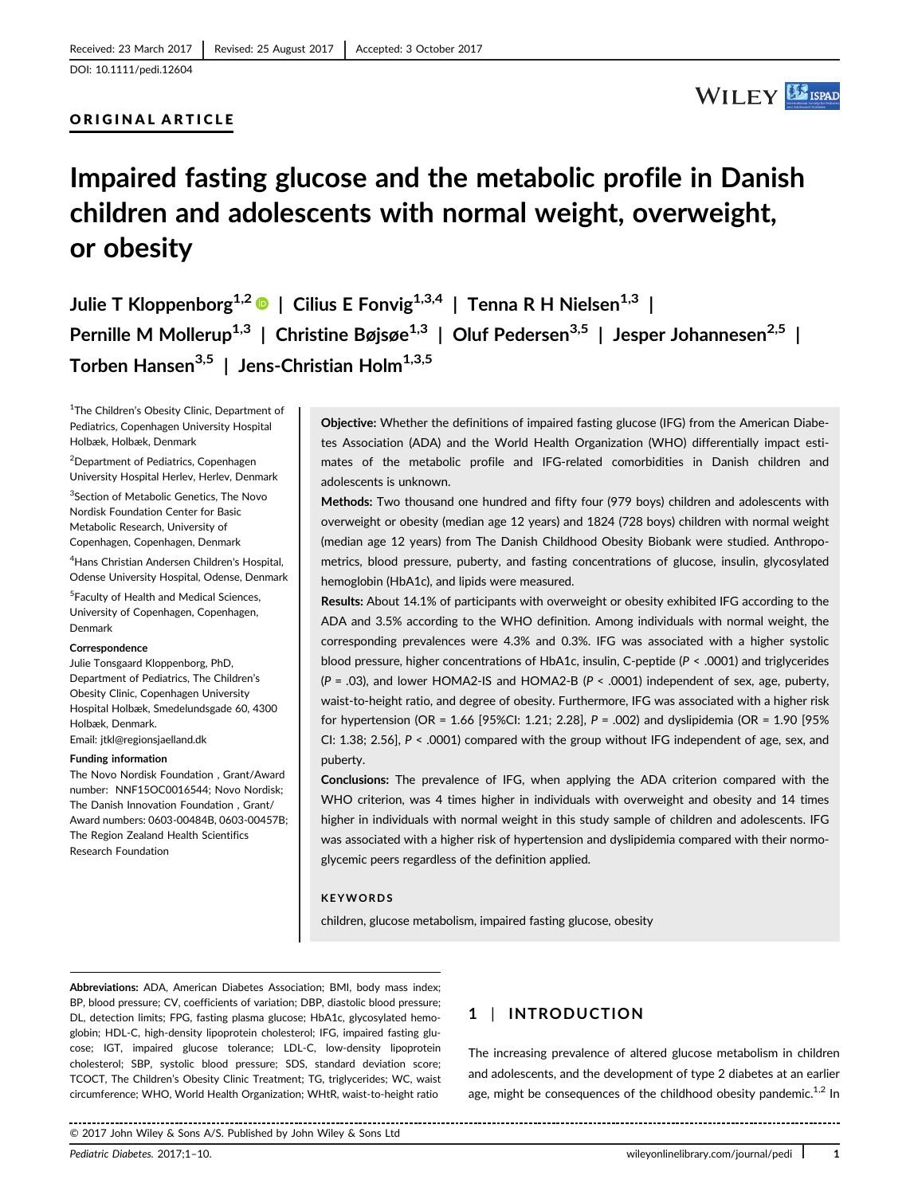Received: 23 March 2017 | Revised: 25 August 2017 | Accepted: 3 October 2017

DOI: 10.1111/pedi.12604

ORIGINAL ARTICLE

# Impaired fasting glucose and the metabolic profile in Danish children and adolescents with normal weight, overweight, or obesity

Julie T Kloppenborg[1,2] | Cilius E Fonvig[1,3,4] | Tenna R H Nielsen[1,3] | Pernille M Mollerup[1,3] | Christine Bøjsøe[1,3] | Oluf Pedersen[3,5] | Jesper Johannesen[2,5] | Torben Hansen[3,5] | Jens-Christian Holm[1,3,5]

[1]The Children's Obesity Clinic, Department of Pediatrics, Copenhagen University Hospital Holbæk, Holbæk, Denmark

[2]Department of Pediatrics, Copenhagen University Hospital Herlev, Herlev, Denmark

[3]Section of Metabolic Genetics, The Novo Nordisk Foundation Center for Basic Metabolic Research, University of Copenhagen, Copenhagen, Denmark

[4]Hans Christian Andersen Children's Hospital, Odense University Hospital, Odense, Denmark

[5]Faculty of Health and Medical Sciences, University of Copenhagen, Copenhagen, Denmark

**Correspondence**

Julie Tonsgaard Kloppenborg, PhD, Department of Pediatrics, The Children's Obesity Clinic, Copenhagen University Hospital Holbæk, Smedelundsgade 60, 4300 Holbæk, Denmark.
Email: jtkl@regionsjaelland.dk

**Funding information**

The Novo Nordisk Foundation , Grant/Award number: NNF15OC0016544; Novo Nordisk; The Danish Innovation Foundation , Grant/Award numbers: 0603-00484B, 0603-00457B; The Region Zealand Health Scientifics Research Foundation

**Objective:** Whether the definitions of impaired fasting glucose (IFG) from the American Diabetes Association (ADA) and the World Health Organization (WHO) differentially impact estimates of the metabolic profile and IFG-related comorbidities in Danish children and adolescents is unknown.

**Methods:** Two thousand one hundred and fifty four (979 boys) children and adolescents with overweight or obesity (median age 12 years) and 1824 (728 boys) children with normal weight (median age 12 years) from The Danish Childhood Obesity Biobank were studied. Anthropometrics, blood pressure, puberty, and fasting concentrations of glucose, insulin, glycosylated hemoglobin (HbA1c), and lipids were measured.

**Results:** About 14.1% of participants with overweight or obesity exhibited IFG according to the ADA and 3.5% according to the WHO definition. Among individuals with normal weight, the corresponding prevalences were 4.3% and 0.3%. IFG was associated with a higher systolic blood pressure, higher concentrations of HbA1c, insulin, C-peptide ($P < .0001$) and triglycerides ($P = .03$), and lower HOMA2-IS and HOMA2-B ($P < .0001$) independent of sex, age, puberty, waist-to-height ratio, and degree of obesity. Furthermore, IFG was associated with a higher risk for hypertension (OR = 1.66 [95%CI: 1.21; 2.28], $P = .002$) and dyslipidemia (OR = 1.90 [95% CI: 1.38; 2.56], $P < .0001$) compared with the group without IFG independent of age, sex, and puberty.

**Conclusions:** The prevalence of IFG, when applying the ADA criterion compared with the WHO criterion, was 4 times higher in individuals with overweight and obesity and 14 times higher in individuals with normal weight in this study sample of children and adolescents. IFG was associated with a higher risk of hypertension and dyslipidemia compared with their normoglycemic peers regardless of the definition applied.

**KEYWORDS**

children, glucose metabolism, impaired fasting glucose, obesity

**Abbreviations:** ADA, American Diabetes Association; BMI, body mass index; BP, blood pressure; CV, coefficients of variation; DBP, diastolic blood pressure; DL, detection limits; FPG, fasting plasma glucose; HbA1c, glycosylated hemoglobin; HDL-C, high-density lipoprotein cholesterol; IFG, impaired fasting glucose; IGT, impaired glucose tolerance; LDL-C, low-density lipoprotein cholesterol; SBP, systolic blood pressure; SDS, standard deviation score; TCOCT, The Children's Obesity Clinic Treatment; TG, triglycerides; WC, waist circumference; WHO, World Health Organization; WHtR, waist-to-height ratio

## 1 | INTRODUCTION

The increasing prevalence of altered glucose metabolism in children and adolescents, and the development of type 2 diabetes at an earlier age, might be consequences of the childhood obesity pandemic.[1,2] In

© 2017 John Wiley & Sons A/S. Published by John Wiley & Sons Ltd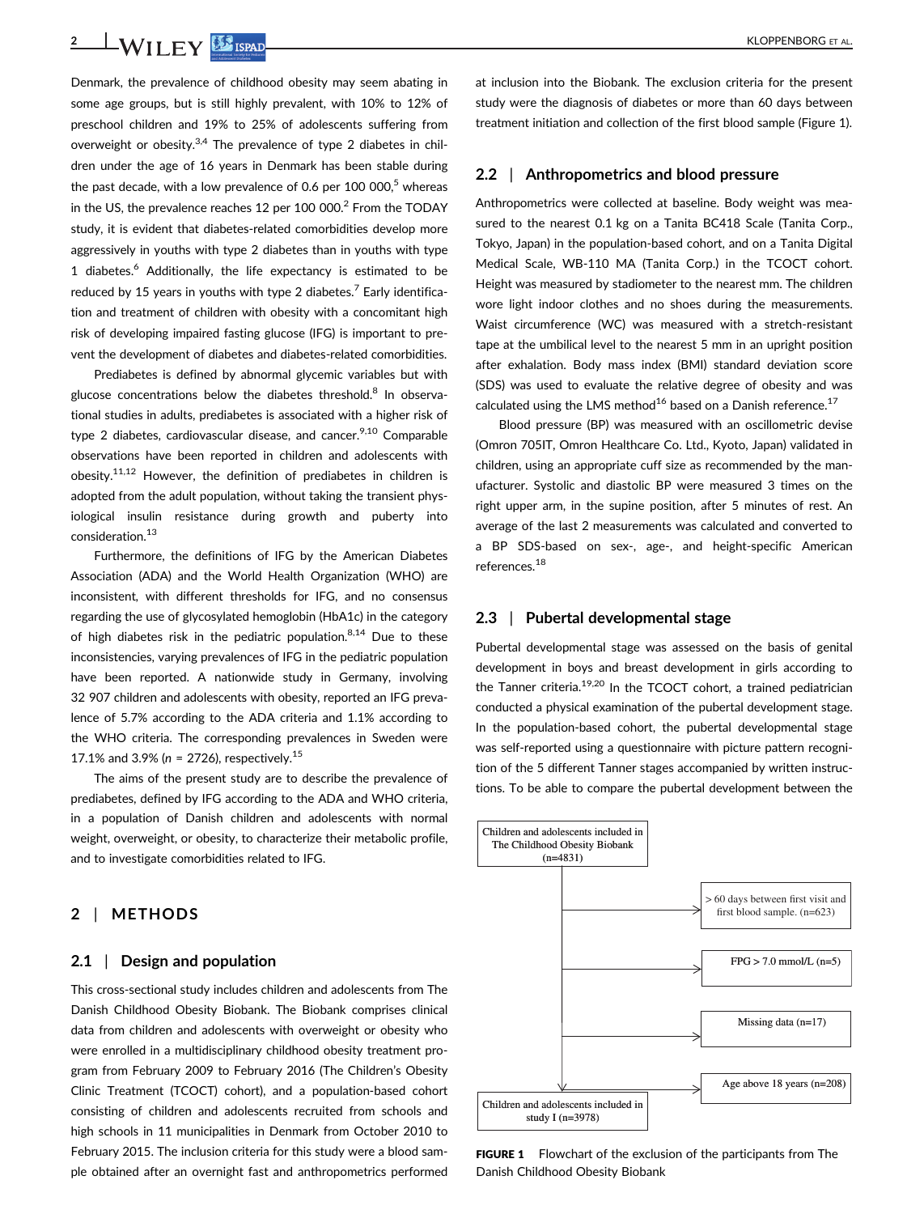Denmark, the prevalence of childhood obesity may seem abating in some age groups, but is still highly prevalent, with 10% to 12% of preschool children and 19% to 25% of adolescents suffering from overweight or obesity.[3,4] The prevalence of type 2 diabetes in children under the age of 16 years in Denmark has been stable during the past decade, with a low prevalence of 0.6 per 100 000,[5] whereas in the US, the prevalence reaches 12 per 100 000.[2] From the TODAY study, it is evident that diabetes-related comorbidities develop more aggressively in youths with type 2 diabetes than in youths with type 1 diabetes.[6] Additionally, the life expectancy is estimated to be reduced by 15 years in youths with type 2 diabetes.[7] Early identification and treatment of children with obesity with a concomitant high risk of developing impaired fasting glucose (IFG) is important to prevent the development of diabetes and diabetes-related comorbidities.

Prediabetes is defined by abnormal glycemic variables but with glucose concentrations below the diabetes threshold.[8] In observational studies in adults, prediabetes is associated with a higher risk of type 2 diabetes, cardiovascular disease, and cancer.[9,10] Comparable observations have been reported in children and adolescents with obesity.[11,12] However, the definition of prediabetes in children is adopted from the adult population, without taking the transient physiological insulin resistance during growth and puberty into consideration.[13]

Furthermore, the definitions of IFG by the American Diabetes Association (ADA) and the World Health Organization (WHO) are inconsistent, with different thresholds for IFG, and no consensus regarding the use of glycosylated hemoglobin (HbA1c) in the category of high diabetes risk in the pediatric population.[8,14] Due to these inconsistencies, varying prevalences of IFG in the pediatric population have been reported. A nationwide study in Germany, involving 32 907 children and adolescents with obesity, reported an IFG prevalence of 5.7% according to the ADA criteria and 1.1% according to the WHO criteria. The corresponding prevalences in Sweden were 17.1% and 3.9% ($n$ = 2726), respectively.[15]

The aims of the present study are to describe the prevalence of prediabetes, defined by IFG according to the ADA and WHO criteria, in a population of Danish children and adolescents with normal weight, overweight, or obesity, to characterize their metabolic profile, and to investigate comorbidities related to IFG.

## 2 | METHODS

### 2.1 | Design and population

This cross-sectional study includes children and adolescents from The Danish Childhood Obesity Biobank. The Biobank comprises clinical data from children and adolescents with overweight or obesity who were enrolled in a multidisciplinary childhood obesity treatment program from February 2009 to February 2016 (The Children's Obesity Clinic Treatment (TCOCT) cohort), and a population-based cohort consisting of children and adolescents recruited from schools and high schools in 11 municipalities in Denmark from October 2010 to February 2015. The inclusion criteria for this study were a blood sample obtained after an overnight fast and anthropometrics performed at inclusion into the Biobank. The exclusion criteria for the present study were the diagnosis of diabetes or more than 60 days between treatment initiation and collection of the first blood sample (Figure 1).

### 2.2 | Anthropometrics and blood pressure

Anthropometrics were collected at baseline. Body weight was measured to the nearest 0.1 kg on a Tanita BC418 Scale (Tanita Corp., Tokyo, Japan) in the population-based cohort, and on a Tanita Digital Medical Scale, WB-110 MA (Tanita Corp.) in the TCOCT cohort. Height was measured by stadiometer to the nearest mm. The children wore light indoor clothes and no shoes during the measurements. Waist circumference (WC) was measured with a stretch-resistant tape at the umbilical level to the nearest 5 mm in an upright position after exhalation. Body mass index (BMI) standard deviation score (SDS) was used to evaluate the relative degree of obesity and was calculated using the LMS method[16] based on a Danish reference.[17]

Blood pressure (BP) was measured with an oscillometric devise (Omron 705IT, Omron Healthcare Co. Ltd., Kyoto, Japan) validated in children, using an appropriate cuff size as recommended by the manufacturer. Systolic and diastolic BP were measured 3 times on the right upper arm, in the supine position, after 5 minutes of rest. An average of the last 2 measurements was calculated and converted to a BP SDS-based on sex-, age-, and height-specific American references.[18]

### 2.3 | Pubertal developmental stage

Pubertal developmental stage was assessed on the basis of genital development in boys and breast development in girls according to the Tanner criteria.[19,20] In the TCOCT cohort, a trained pediatrician conducted a physical examination of the pubertal development stage. In the population-based cohort, the pubertal developmental stage was self-reported using a questionnaire with picture pattern recognition of the 5 different Tanner stages accompanied by written instructions. To be able to compare the pubertal development between the

Children and adolescents included in The Childhood Obesity Biobank (n=4831)
→ > 60 days between first visit and first blood sample. (n=623)
→ FPG > 7.0 mmol/L (n=5)
→ Missing data (n=17)
→ Age above 18 years (n=208)
Children and adolescents included in study I (n=3978)

**FIGURE 1** Flowchart of the exclusion of the participants from The Danish Childhood Obesity Biobank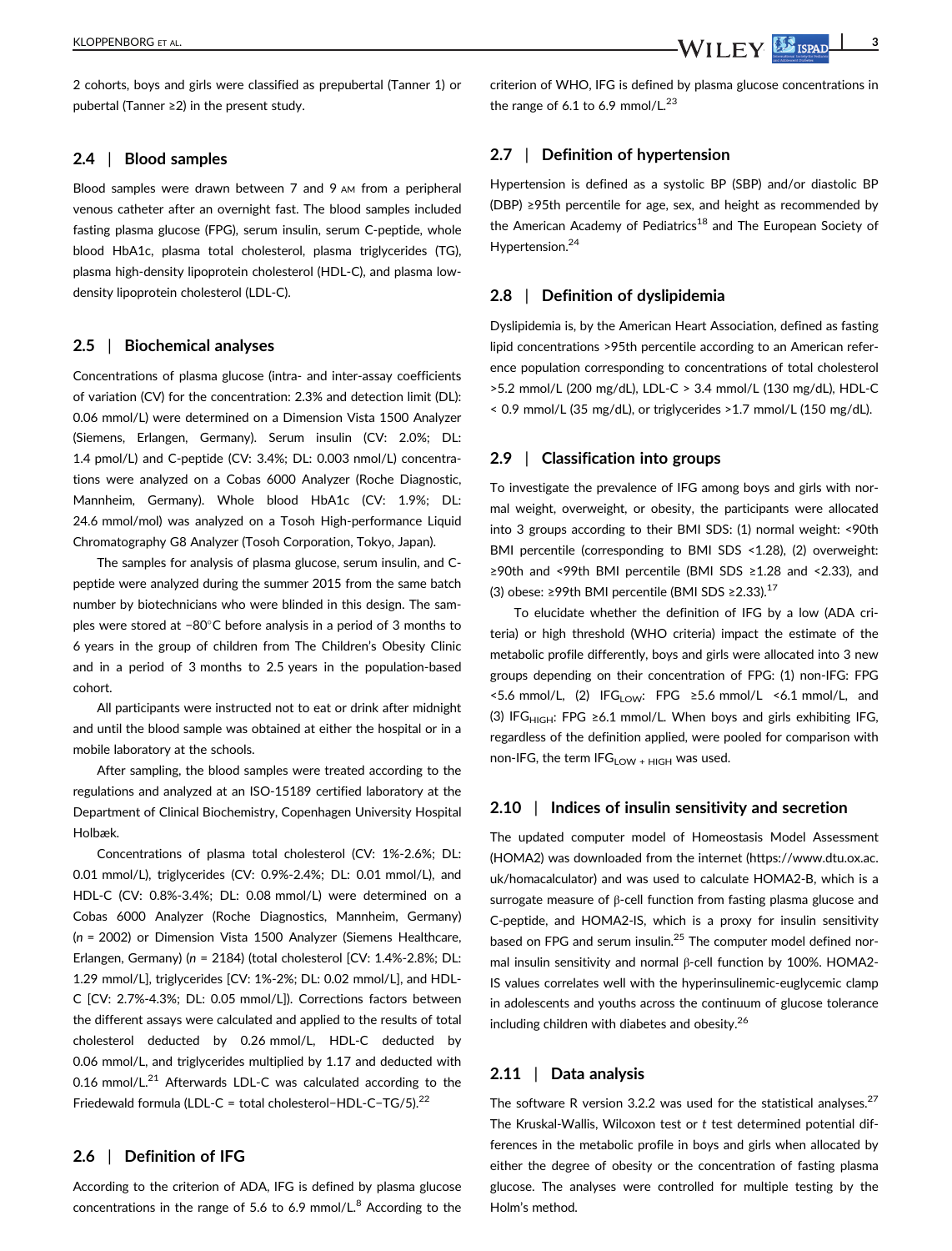2 cohorts, boys and girls were classified as prepubertal (Tanner 1) or pubertal (Tanner ≥2) in the present study.

## 2.4 | Blood samples

Blood samples were drawn between 7 and 9 AM from a peripheral venous catheter after an overnight fast. The blood samples included fasting plasma glucose (FPG), serum insulin, serum C-peptide, whole blood HbA1c, plasma total cholesterol, plasma triglycerides (TG), plasma high-density lipoprotein cholesterol (HDL-C), and plasma low-density lipoprotein cholesterol (LDL-C).

## 2.5 | Biochemical analyses

Concentrations of plasma glucose (intra- and inter-assay coefficients of variation (CV) for the concentration: 2.3% and detection limit (DL): 0.06 mmol/L) were determined on a Dimension Vista 1500 Analyzer (Siemens, Erlangen, Germany). Serum insulin (CV: 2.0%; DL: 1.4 pmol/L) and C-peptide (CV: 3.4%; DL: 0.003 nmol/L) concentrations were analyzed on a Cobas 6000 Analyzer (Roche Diagnostic, Mannheim, Germany). Whole blood HbA1c (CV: 1.9%; DL: 24.6 mmol/mol) was analyzed on a Tosoh High-performance Liquid Chromatography G8 Analyzer (Tosoh Corporation, Tokyo, Japan).

The samples for analysis of plasma glucose, serum insulin, and C-peptide were analyzed during the summer 2015 from the same batch number by biotechnicians who were blinded in this design. The samples were stored at −80°C before analysis in a period of 3 months to 6 years in the group of children from The Children's Obesity Clinic and in a period of 3 months to 2.5 years in the population-based cohort.

All participants were instructed not to eat or drink after midnight and until the blood sample was obtained at either the hospital or in a mobile laboratory at the schools.

After sampling, the blood samples were treated according to the regulations and analyzed at an ISO-15189 certified laboratory at the Department of Clinical Biochemistry, Copenhagen University Hospital Holbæk.

Concentrations of plasma total cholesterol (CV: 1%-2.6%; DL: 0.01 mmol/L), triglycerides (CV: 0.9%-2.4%; DL: 0.01 mmol/L), and HDL-C (CV: 0.8%-3.4%; DL: 0.08 mmol/L) were determined on a Cobas 6000 Analyzer (Roche Diagnostics, Mannheim, Germany) ($n$ = 2002) or Dimension Vista 1500 Analyzer (Siemens Healthcare, Erlangen, Germany) ($n$ = 2184) (total cholesterol [CV: 1.4%-2.8%; DL: 1.29 mmol/L], triglycerides [CV: 1%-2%; DL: 0.02 mmol/L], and HDL-C [CV: 2.7%-4.3%; DL: 0.05 mmol/L]). Corrections factors between the different assays were calculated and applied to the results of total cholesterol deducted by 0.26 mmol/L, HDL-C deducted by 0.06 mmol/L, and triglycerides multiplied by 1.17 and deducted with 0.16 mmol/L.[21] Afterwards LDL-C was calculated according to the Friedewald formula (LDL-C = total cholesterol−HDL-C−TG/5).[22]

## 2.6 | Definition of IFG

According to the criterion of ADA, IFG is defined by plasma glucose concentrations in the range of 5.6 to 6.9 mmol/L.[8] According to the criterion of WHO, IFG is defined by plasma glucose concentrations in the range of 6.1 to 6.9 mmol/L.[23]

## 2.7 | Definition of hypertension

Hypertension is defined as a systolic BP (SBP) and/or diastolic BP (DBP) ≥95th percentile for age, sex, and height as recommended by the American Academy of Pediatrics[18] and The European Society of Hypertension.[24]

## 2.8 | Definition of dyslipidemia

Dyslipidemia is, by the American Heart Association, defined as fasting lipid concentrations >95th percentile according to an American reference population corresponding to concentrations of total cholesterol >5.2 mmol/L (200 mg/dL), LDL-C > 3.4 mmol/L (130 mg/dL), HDL-C < 0.9 mmol/L (35 mg/dL), or triglycerides >1.7 mmol/L (150 mg/dL).

## 2.9 | Classification into groups

To investigate the prevalence of IFG among boys and girls with normal weight, overweight, or obesity, the participants were allocated into 3 groups according to their BMI SDS: (1) normal weight: <90th BMI percentile (corresponding to BMI SDS <1.28), (2) overweight: ≥90th and <99th BMI percentile (BMI SDS ≥1.28 and <2.33), and (3) obese: ≥99th BMI percentile (BMI SDS ≥2.33).[17]

To elucidate whether the definition of IFG by a low (ADA criteria) or high threshold (WHO criteria) impact the estimate of the metabolic profile differently, boys and girls were allocated into 3 new groups depending on their concentration of FPG: (1) non-IFG: FPG <5.6 mmol/L, (2) $IFG_{LOW}$: FPG ≥5.6 mmol/L <6.1 mmol/L, and (3) $IFG_{HIGH}$: FPG ≥6.1 mmol/L. When boys and girls exhibiting IFG, regardless of the definition applied, were pooled for comparison with non-IFG, the term $IFG_{LOW + HIGH}$ was used.

## 2.10 | Indices of insulin sensitivity and secretion

The updated computer model of Homeostasis Model Assessment (HOMA2) was downloaded from the internet (https://www.dtu.ox.ac.uk/homacalculator) and was used to calculate HOMA2-B, which is a surrogate measure of β-cell function from fasting plasma glucose and C-peptide, and HOMA2-IS, which is a proxy for insulin sensitivity based on FPG and serum insulin.[25] The computer model defined normal insulin sensitivity and normal β-cell function by 100%. HOMA2-IS values correlates well with the hyperinsulinemic-euglycemic clamp in adolescents and youths across the continuum of glucose tolerance including children with diabetes and obesity.[26]

## 2.11 | Data analysis

The software R version 3.2.2 was used for the statistical analyses.[27] The Kruskal-Wallis, Wilcoxon test or $t$ test determined potential differences in the metabolic profile in boys and girls when allocated by either the degree of obesity or the concentration of fasting plasma glucose. The analyses were controlled for multiple testing by the Holm's method.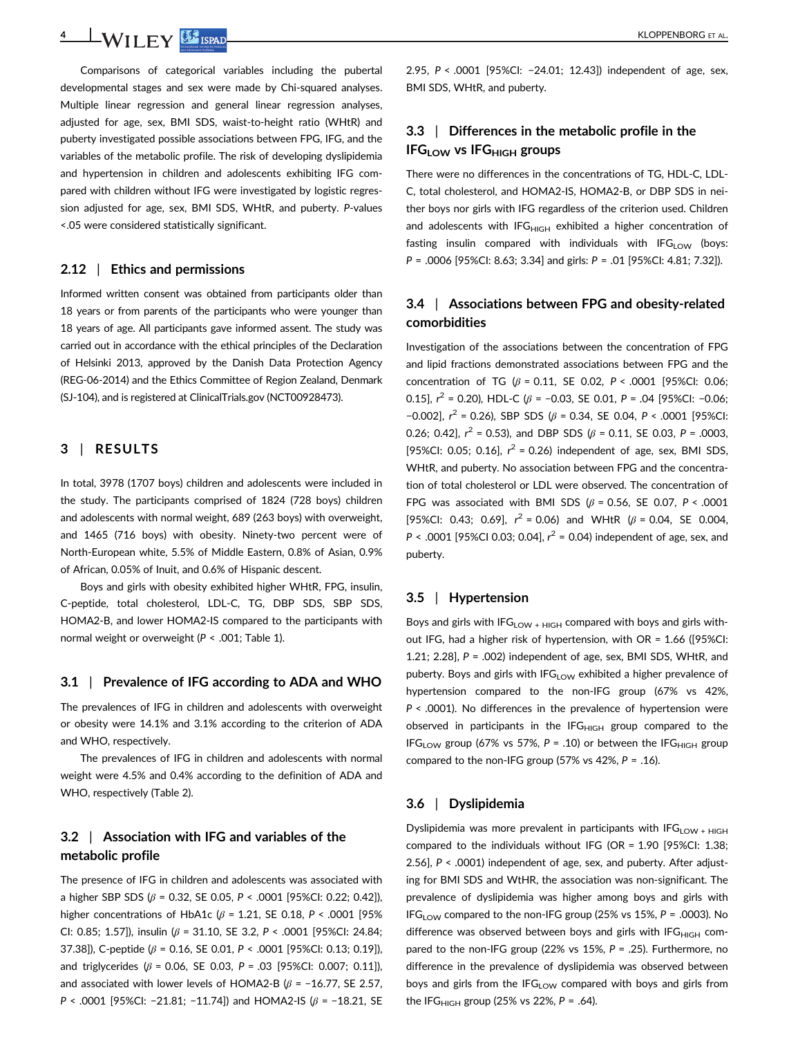Comparisons of categorical variables including the pubertal developmental stages and sex were made by Chi-squared analyses. Multiple linear regression and general linear regression analyses, adjusted for age, sex, BMI SDS, waist-to-height ratio (WHtR) and puberty investigated possible associations between FPG, IFG, and the variables of the metabolic profile. The risk of developing dyslipidemia and hypertension in children and adolescents exhibiting IFG compared with children without IFG were investigated by logistic regression adjusted for age, sex, BMI SDS, WHtR, and puberty. *P*-values <.05 were considered statistically significant.

### 2.12 | Ethics and permissions

Informed written consent was obtained from participants older than 18 years or from parents of the participants who were younger than 18 years of age. All participants gave informed assent. The study was carried out in accordance with the ethical principles of the Declaration of Helsinki 2013, approved by the Danish Data Protection Agency (REG-06-2014) and the Ethics Committee of Region Zealand, Denmark (SJ-104), and is registered at ClinicalTrials.gov (NCT00928473).

## 3 | RESULTS

In total, 3978 (1707 boys) children and adolescents were included in the study. The participants comprised of 1824 (728 boys) children and adolescents with normal weight, 689 (263 boys) with overweight, and 1465 (716 boys) with obesity. Ninety-two percent were of North-European white, 5.5% of Middle Eastern, 0.8% of Asian, 0.9% of African, 0.05% of Inuit, and 0.6% of Hispanic descent.

Boys and girls with obesity exhibited higher WHtR, FPG, insulin, C-peptide, total cholesterol, LDL-C, TG, DBP SDS, SBP SDS, HOMA2-B, and lower HOMA2-IS compared to the participants with normal weight or overweight ($P < .001$; Table 1).

### 3.1 | Prevalence of IFG according to ADA and WHO

The prevalences of IFG in children and adolescents with overweight or obesity were 14.1% and 3.1% according to the criterion of ADA and WHO, respectively.

The prevalences of IFG in children and adolescents with normal weight were 4.5% and 0.4% according to the definition of ADA and WHO, respectively (Table 2).

### 3.2 | Association with IFG and variables of the metabolic profile

The presence of IFG in children and adolescents was associated with a higher SBP SDS ($\beta$ = 0.32, SE 0.05, $P < .0001$ [95%CI: 0.22; 0.42]), higher concentrations of HbA1c ($\beta$ = 1.21, SE 0.18, $P < .0001$ [95% CI: 0.85; 1.57]), insulin ($\beta$ = 31.10, SE 3.2, $P < .0001$ [95%CI: 24.84; 37.38]), C-peptide ($\beta$ = 0.16, SE 0.01, $P < .0001$ [95%CI: 0.13; 0.19]), and triglycerides ($\beta$ = 0.06, SE 0.03, $P = .03$ [95%CI: 0.007; 0.11]), and associated with lower levels of HOMA2-B ($\beta$ = −16.77, SE 2.57, $P < .0001$ [95%CI: −21.81; −11.74]) and HOMA2-IS ($\beta$ = −18.21, SE 2.95, $P < .0001$ [95%CI: −24.01; 12.43]) independent of age, sex, BMI SDS, WHtR, and puberty.

### 3.3 | Differences in the metabolic profile in the $IFG_{LOW}$ vs $IFG_{HIGH}$ groups

There were no differences in the concentrations of TG, HDL-C, LDL-C, total cholesterol, and HOMA2-IS, HOMA2-B, or DBP SDS in neither boys nor girls with IFG regardless of the criterion used. Children and adolescents with $IFG_{HIGH}$ exhibited a higher concentration of fasting insulin compared with individuals with $IFG_{LOW}$ (boys: $P = .0006$ [95%CI: 8.63; 3.34] and girls: $P = .01$ [95%CI: 4.81; 7.32]).

### 3.4 | Associations between FPG and obesity-related comorbidities

Investigation of the associations between the concentration of FPG and lipid fractions demonstrated associations between FPG and the concentration of TG ($\beta$ = 0.11, SE 0.02, $P < .0001$ [95%CI: 0.06; 0.15], $r^2$ = 0.20), HDL-C ($\beta$ = −0.03, SE 0.01, $P = .04$ [95%CI: −0.06; −0.002], $r^2$ = 0.26), SBP SDS ($\beta$ = 0.34, SE 0.04, $P < .0001$ [95%CI: 0.26; 0.42], $r^2$ = 0.53), and DBP SDS ($\beta$ = 0.11, SE 0.03, $P = .0003$, [95%CI: 0.05; 0.16], $r^2$ = 0.26) independent of age, sex, BMI SDS, WHtR, and puberty. No association between FPG and the concentration of total cholesterol or LDL were observed. The concentration of FPG was associated with BMI SDS ($\beta$ = 0.56, SE 0.07, $P < .0001$ [95%CI: 0.43; 0.69], $r^2$ = 0.06) and WHtR ($\beta$ = 0.04, SE 0.004, $P < .0001$ [95%CI 0.03; 0.04], $r^2$ = 0.04) independent of age, sex, and puberty.

### 3.5 | Hypertension

Boys and girls with $IFG_{LOW + HIGH}$ compared with boys and girls without IFG, had a higher risk of hypertension, with OR = 1.66 ([95%CI: 1.21; 2.28], $P = .002$) independent of age, sex, BMI SDS, WHtR, and puberty. Boys and girls with $IFG_{LOW}$ exhibited a higher prevalence of hypertension compared to the non-IFG group (67% vs 42%, $P < .0001$). No differences in the prevalence of hypertension were observed in participants in the $IFG_{HIGH}$ group compared to the $IFG_{LOW}$ group (67% vs 57%, $P = .10$) or between the $IFG_{HIGH}$ group compared to the non-IFG group (57% vs 42%, $P = .16$).

### 3.6 | Dyslipidemia

Dyslipidemia was more prevalent in participants with $IFG_{LOW + HIGH}$ compared to the individuals without IFG (OR = 1.90 [95%CI: 1.38; 2.56], $P < .0001$) independent of age, sex, and puberty. After adjusting for BMI SDS and WtHR, the association was non-significant. The prevalence of dyslipidemia was higher among boys and girls with $IFG_{LOW}$ compared to the non-IFG group (25% vs 15%, $P = .0003$). No difference was observed between boys and girls with $IFG_{HIGH}$ compared to the non-IFG group (22% vs 15%, $P = .25$). Furthermore, no difference in the prevalence of dyslipidemia was observed between boys and girls from the $IFG_{LOW}$ compared with boys and girls from the $IFG_{HIGH}$ group (25% vs 22%, $P = .64$).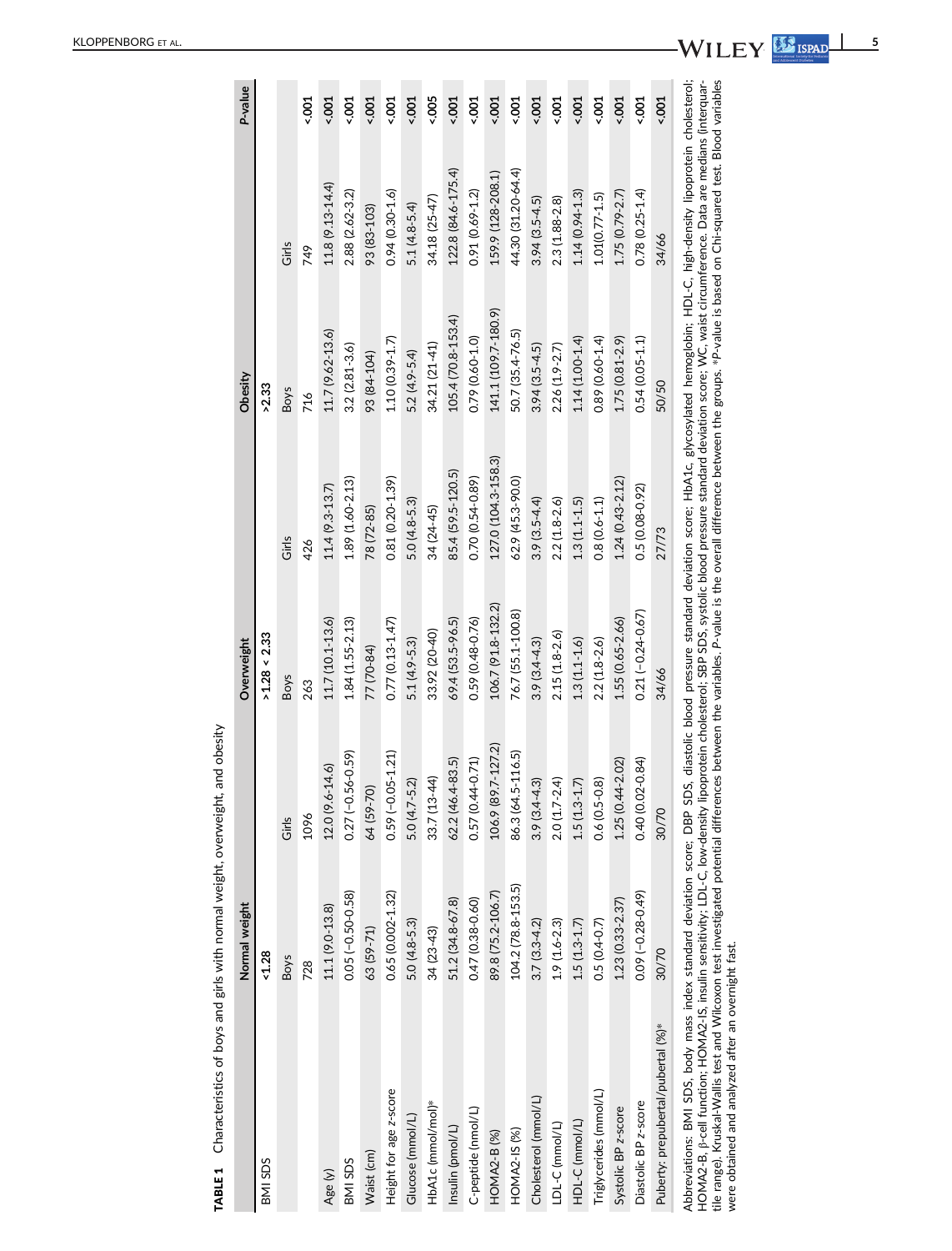**TABLE 1** Characteristics of boys and girls with normal weight, overweight, and obesity

| | Normal weight | | Overweight | | Obesity | | *P*-value |
|---|---|---|---|---|---|---|---|
| BMI SDS | <1.28 | | >1.28 < 2.33 | | >2.33 | | |
| | Boys | Girls | Boys | Girls | Boys | Girls | |
| | 728 | 1096 | 263 | 426 | 716 | 749 | |
| Age (y) | 11.1 (9.0-13.8) | 12.0 (9.6-14.6) | 11.7 (10.1-13.6) | 11.4 (9.3-13.7) | 11.7 (9.62-13.6) | 11.8 (9.13-14.4) | <.001 |
| BMI SDS | 0.05 (−0.50-0.58) | 0.27 (−0.56-0.59) | 1.84 (1.55-2.13) | 1.89 (1.60-2.13) | 3.2 (2.81-3.6) | 2.88 (2.62-3.2) | <.001 |
| Waist (cm) | 63 (59-71) | 64 (59-70) | 77 (70-84) | 78 (72-85) | 93 (84-104) | 93 (83-103) | <.001 |
| Height for age z-score | 0.65 (0.002-1.32) | 0.59 (−0.05-1.21) | 0.77 (0.13-1.47) | 0.81 (0.20-1.39) | 1.10 (0.39-1.7) | 0.94 (0.30-1.6) | <.001 |
| Glucose (mmol/L) | 5.0 (4.8-5.3) | 5.0 (4.7-5.2) | 5.1 (4.9-5.3) | 5.0 (4.8-5.3) | 5.2 (4.9-5.4) | 5.1 (4.8-5.4) | <.001 |
| HbA1c (mmol/mol)* | 34 (23-43) | 33.7 (13-44) | 33.92 (20-40) | 34 (24-45) | 34.21 (21-41) | 34.18 (25-47) | <.005 |
| Insulin (pmol/L) | 51.2 (34.8-67.8) | 62.2 (46.4-83.5) | 69.4 (53.5-96.5) | 85.4 (59.5-120.5) | 105.4 (70.8-153.4) | 122.8 (84.6-175.4) | <.001 |
| C-peptide (nmol/L) | 0.47 (0.38-0.60) | 0.57 (0.44-0.71) | 0.59 (0.48-0.76) | 0.70 (0.54-0.89) | 0.79 (0.60-1.0) | 0.91 (0.69-1.2) | <.001 |
| HOMA2-B (%) | 89.8 (75.2-106.7) | 106.9 (89.7-127.2) | 106.7 (91.8-132.2) | 127.0 (104.3-158.3) | 141.1 (109.7-180.9) | 159.9 (128-208.1) | <.001 |
| HOMA2-IS (%) | 104.2 (78.8-153.5) | 86.3 (64.5-116.5) | 76.7 (55.1-100.8) | 62.9 (45.3-90.0) | 50.7 (35.4-76.5) | 44.30 (31.20-64.4) | <.001 |
| Cholesterol (mmol/L) | 3.7 (3.3-4.2) | 3.9 (3.4-4.3) | 3.9 (3.4-4.3) | 3.9 (3.5-4.4) | 3.94 (3.5-4.5) | 3.94 (3.5-4.5) | <.001 |
| LDL-C (mmol/L) | 1.9 (1.6-2.3) | 2.0 (1.7-2.4) | 2.15 (1.8-2.6) | 2.2 (1.8-2.6) | 2.26 (1.9-2.7) | 2.3 (1.88-2.8) | <.001 |
| HDL-C (mmol/L) | 1.5 (1.3-1.7) | 1.5 (1.3-1.7) | 1.3 (1.1-1.6) | 1.3 (1.1-1.5) | 1.14 (1.00-1.4) | 1.14 (0.94-1.3) | <.001 |
| Triglycerides (mmol/L) | 0.5 (0.4-0.7) | 0.6 (0.5-0.8) | 2.2 (1.8-2.6) | 0.8 (0.6-1.1) | 0.89 (0.60-1.4) | 1.01(0.77-1.5) | <.001 |
| Systolic BP z-score | 1.23 (0.33-2.37) | 1.25 (0.44-2.02) | 1.55 (0.65-2.66) | 1.24 (0.43-2.12) | 1.75 (0.81-2.9) | 1.75 (0.79-2.7) | <.001 |
| Diastolic BP z-score | 0.09 (−0.28-0.49) | 0.40 (0.02-0.84) | 0.21 (−0.24-0.67) | 0.5 (0.08-0.92) | 0.54 (0.05-1.1) | 0.78 (0.25-1.4) | <.001 |
| Puberty: prepubertal/pubertal (%)* | 30/70 | 30/70 | 34/66 | 27/73 | 50/50 | 34/66 | <.001 |

Abbreviations: BMI SDS, body mass index standard deviation score; DBP SDS, diastolic blood pressure standard deviation score; HbA1c, glycosylated hemoglobin; HDL-C, high-density lipoprotein cholesterol; HOMA2-B, β-cell function; HOMA2-IS, insulin sensitivity; LDL-C, low-density lipoprotein cholesterol; SBP SDS, systolic blood pressure standard deviation score; WC, waist circumference. Data are medians (interquartile range). Kruskal-Wallis test and Wilcoxon test investigated potential differences between the variables. *P*-value is the overall difference between the groups. **P*-value is based on Chi-squared test. Blood variables were obtained and analyzed after an overnight fast.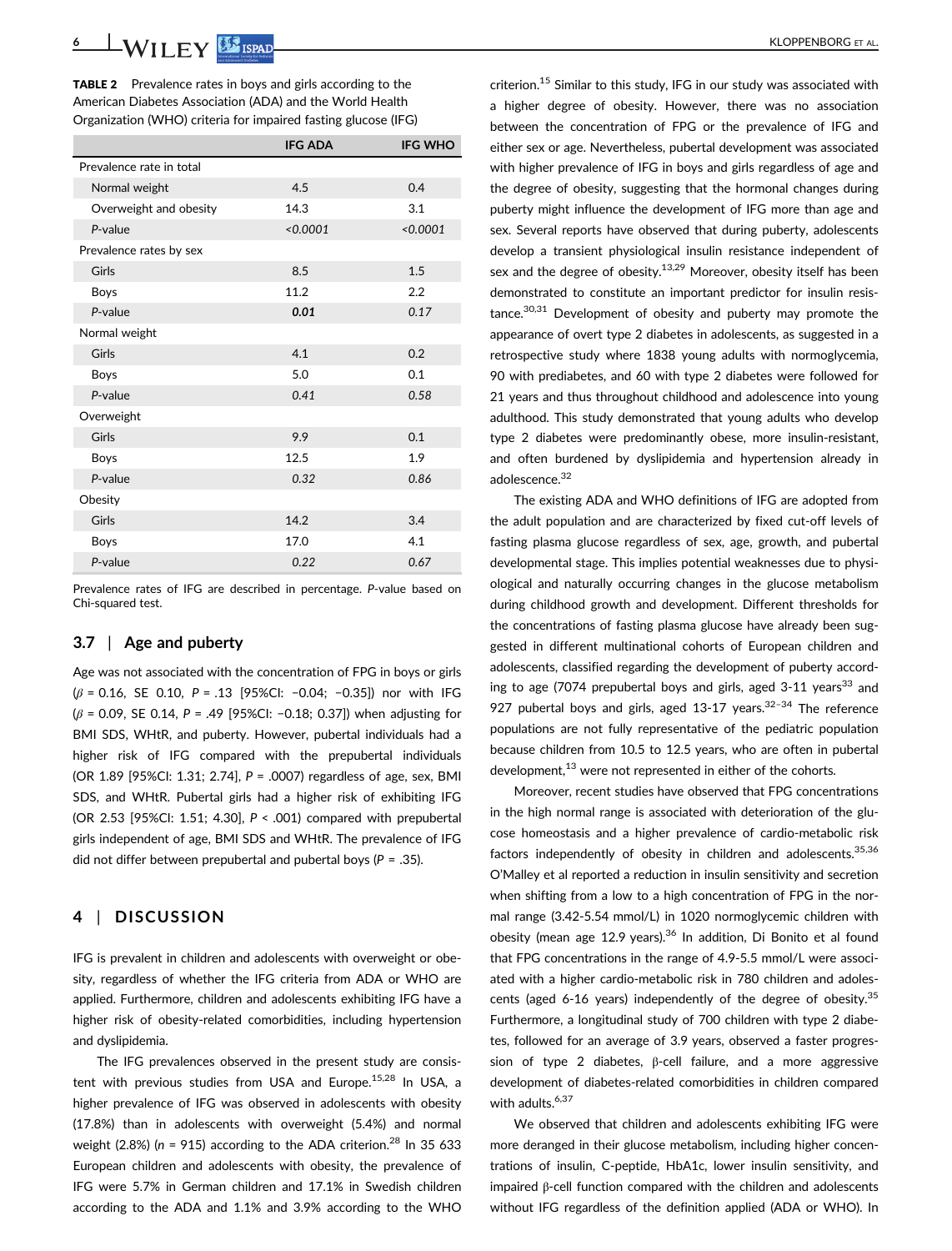**TABLE 2** Prevalence rates in boys and girls according to the American Diabetes Association (ADA) and the World Health Organization (WHO) criteria for impaired fasting glucose (IFG)

| | IFG ADA | IFG WHO |
|---|---|---|
| Prevalence rate in total | | |
| Normal weight | 4.5 | 0.4 |
| Overweight and obesity | 14.3 | 3.1 |
| *P*-value | *<0.0001* | *<0.0001* |
| Prevalence rates by sex | | |
| Girls | 8.5 | 1.5 |
| Boys | 11.2 | 2.2 |
| *P*-value | ***0.01*** | *0.17* |
| Normal weight | | |
| Girls | 4.1 | 0.2 |
| Boys | 5.0 | 0.1 |
| *P*-value | *0.41* | *0.58* |
| Overweight | | |
| Girls | 9.9 | 0.1 |
| Boys | 12.5 | 1.9 |
| *P*-value | *0.32* | *0.86* |
| Obesity | | |
| Girls | 14.2 | 3.4 |
| Boys | 17.0 | 4.1 |
| *P*-value | *0.22* | *0.67* |

Prevalence rates of IFG are described in percentage. *P*-value based on Chi-squared test.

### 3.7 | Age and puberty

Age was not associated with the concentration of FPG in boys or girls ($\beta$ = 0.16, SE 0.10, *P* = .13 [95%CI: −0.04; −0.35]) nor with IFG ($\beta$ = 0.09, SE 0.14, *P* = .49 [95%CI: −0.18; 0.37]) when adjusting for BMI SDS, WHtR, and puberty. However, pubertal individuals had a higher risk of IFG compared with the prepubertal individuals (OR 1.89 [95%CI: 1.31; 2.74], *P* = .0007) regardless of age, sex, BMI SDS, and WHtR. Pubertal girls had a higher risk of exhibiting IFG (OR 2.53 [95%CI: 1.51; 4.30], *P* < .001) compared with prepubertal girls independent of age, BMI SDS and WHtR. The prevalence of IFG did not differ between prepubertal and pubertal boys (*P* = .35).

## 4 | DISCUSSION

IFG is prevalent in children and adolescents with overweight or obesity, regardless of whether the IFG criteria from ADA or WHO are applied. Furthermore, children and adolescents exhibiting IFG have a higher risk of obesity-related comorbidities, including hypertension and dyslipidemia.

The IFG prevalences observed in the present study are consistent with previous studies from USA and Europe.[15,28] In USA, a higher prevalence of IFG was observed in adolescents with obesity (17.8%) than in adolescents with overweight (5.4%) and normal weight (2.8%) (*n* = 915) according to the ADA criterion.[28] In 35 633 European children and adolescents with obesity, the prevalence of IFG were 5.7% in German children and 17.1% in Swedish children according to the ADA and 1.1% and 3.9% according to the WHO criterion.[15] Similar to this study, IFG in our study was associated with a higher degree of obesity. However, there was no association between the concentration of FPG or the prevalence of IFG and either sex or age. Nevertheless, pubertal development was associated with higher prevalence of IFG in boys and girls regardless of age and the degree of obesity, suggesting that the hormonal changes during puberty might influence the development of IFG more than age and sex. Several reports have observed that during puberty, adolescents develop a transient physiological insulin resistance independent of sex and the degree of obesity.[13,29] Moreover, obesity itself has been demonstrated to constitute an important predictor for insulin resistance.[30,31] Development of obesity and puberty may promote the appearance of overt type 2 diabetes in adolescents, as suggested in a retrospective study where 1838 young adults with normoglycemia, 90 with prediabetes, and 60 with type 2 diabetes were followed for 21 years and thus throughout childhood and adolescence into young adulthood. This study demonstrated that young adults who develop type 2 diabetes were predominantly obese, more insulin-resistant, and often burdened by dyslipidemia and hypertension already in adolescence.[32]

The existing ADA and WHO definitions of IFG are adopted from the adult population and are characterized by fixed cut-off levels of fasting plasma glucose regardless of sex, age, growth, and pubertal developmental stage. This implies potential weaknesses due to physiological and naturally occurring changes in the glucose metabolism during childhood growth and development. Different thresholds for the concentrations of fasting plasma glucose have already been suggested in different multinational cohorts of European children and adolescents, classified regarding the development of puberty according to age (7074 prepubertal boys and girls, aged 3-11 years[33] and 927 pubertal boys and girls, aged 13-17 years.[32–34] The reference populations are not fully representative of the pediatric population because children from 10.5 to 12.5 years, who are often in pubertal development,[13] were not represented in either of the cohorts.

Moreover, recent studies have observed that FPG concentrations in the high normal range is associated with deterioration of the glucose homeostasis and a higher prevalence of cardio-metabolic risk factors independently of obesity in children and adolescents.[35,36] O'Malley et al reported a reduction in insulin sensitivity and secretion when shifting from a low to a high concentration of FPG in the normal range (3.42-5.54 mmol/L) in 1020 normoglycemic children with obesity (mean age 12.9 years).[36] In addition, Di Bonito et al found that FPG concentrations in the range of 4.9-5.5 mmol/L were associated with a higher cardio-metabolic risk in 780 children and adolescents (aged 6-16 years) independently of the degree of obesity.[35] Furthermore, a longitudinal study of 700 children with type 2 diabetes, followed for an average of 3.9 years, observed a faster progression of type 2 diabetes, β-cell failure, and a more aggressive development of diabetes-related comorbidities in children compared with adults.[6,37]

We observed that children and adolescents exhibiting IFG were more deranged in their glucose metabolism, including higher concentrations of insulin, C-peptide, HbA1c, lower insulin sensitivity, and impaired β-cell function compared with the children and adolescents without IFG regardless of the definition applied (ADA or WHO). In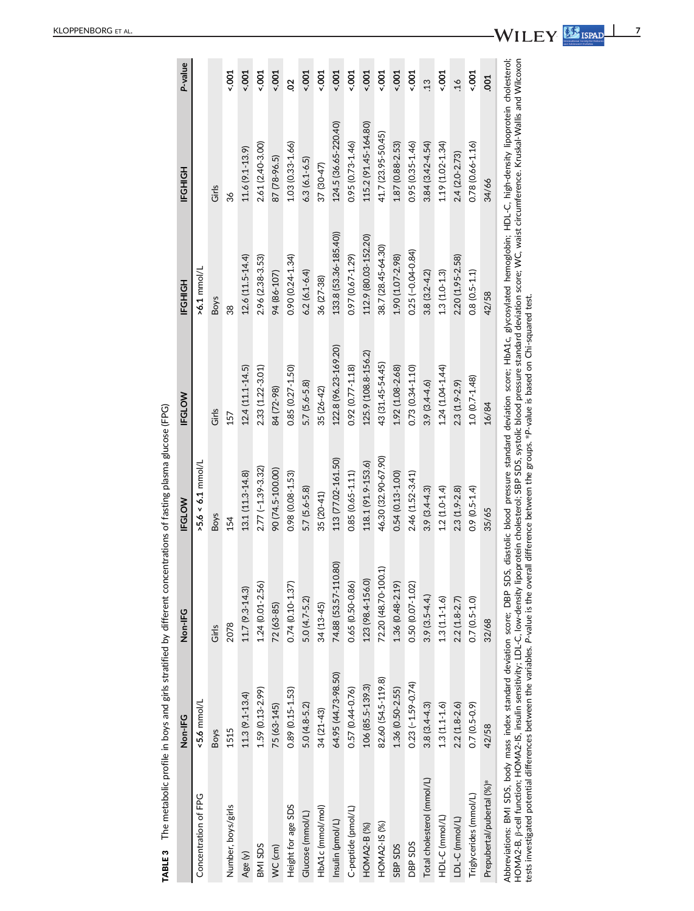**TABLE 3** The metabolic profile in boys and girls stratified by different concentrations of fasting plasma glucose (FPG)

| | Non-IFG | Non-IFG | IFGLOW | IFGLOW | IFGHIGH | IFGHIGH | P-value |
|---|---|---|---|---|---|---|---|
| Concentration of FPG | <5.6 mmol/L | | >5.6 < 6.1 mmol/L | | >6.1 mmol/L | | |
| | Boys | Girls | Boys | Girls | Boys | Girls | |
| Number, boys/girls | 1515 | 2078 | 154 | 157 | 38 | 36 | <.001 |
| Age (y) | 11.3 (9.1-13.4) | 11.7 (9.3-14.3) | 13.1 (11.3-14.8) | 12.4 (11.1-14.5) | 12.6 (11.5-14.4) | 11.6 (9.1-13.9) | <.001 |
| BMI SDS | 1.59 (0.13-2.99) | 1.24 (0.01-2.56) | 2.77 (−1.39-3.32) | 2.33 (1.22-3.01) | 2.96 (2.38-3.53) | 2.61 (2.40-3.00) | <.001 |
| WC (cm) | 75 (63-145) | 72 (63-85) | 90 (74.5-100.00) | 84 (72-98) | 94 (86-107) | 87 (78-96.5) | <.001 |
| Height for age SDS | 0.89 (0.15-1.53) | 0.74 (0.10-1.37) | 0.98 (0.08-1.53) | 0.85 (0.27-1.50) | 0.90 (0.24-1.34) | 1.03 (0.33-1.66) | .02 |
| Glucose (mmol/L) | 5.0 (4.8-5.2) | 5.0 (4.7-5.2) | 5.7 (5.6-5.8) | 5.7 (5.6-5.8) | 6.2 (6.1-6.4) | 6.3 (6.1-6.5) | <.001 |
| HbA1c (mmol/mol) | 34 (21-43) | 34 (13-45) | 35 (20-41) | 35 (26-42) | 36 (27-38) | 37 (30-47) | <.001 |
| Insulin (pmol/L) | 64.95 (44.73-98.50) | 74.88 (53.57-110.80) | 113 (77.02-161.50) | 122.8 (96.23-169.20) | 133.8 (53.36-185.40)) | 124.5 (36.65-220.40) | <.001 |
| C-peptide (pmol/L) | 0.57 (0.44-0.76) | 0.65 (0.50-0.86) | 0.85 (0.65-1.11) | 0.92 (0.77-1.18) | 0.97 (0.67-1.29) | 0.95 (0.73-1.46) | <.001 |
| HOMA2-B (%) | 106 (85.5-139.3) | 123 (98.4-156.0) | 118.1 (91.9-153.6) | 125.9 (108.8-156.2) | 112.9 (80.03-152.20) | 115.2 (91.45-164.80) | <.001 |
| HOMA2-IS (%) | 82.60 (54.5-119.8) | 72.20 (48.70-100.1) | 46.30 (32.90-67.90) | 43 (31.45-54.45) | 38.7 (28.45-64.30) | 41.7 (23.95-50.45) | <.001 |
| SBP SDS | 1.36 (0.50-2.55) | 1.36 (0.48-2.19) | 0.54 (0.13-1.00) | 1.92 (1.08-2.68) | 1.90 (1.07-2.98) | 1.87 (0.88-2.53) | <.001 |
| DBP SDS | 0.23 (−1.59-0.74) | 0.50 (0.07-1.02) | 2.46 (1.52-3.41) | 0.73 (0.34-1.10) | 0.25 (−0.04-0.84) | 0.95 (0.35-1.46) | <.001 |
| Total cholesterol (mmol/L) | 3.8 (3.4-4.3) | 3.9 (3.5-4.4) | 3.9 (3.4-4.3) | 3.9 (3.4-4.6) | 3.8 (3.2-4.2) | 3.84 (3.42-4.54) | .13 |
| HDL-C (mmol/L) | 1.3 (1.1-1.6) | 1.3 (1.1-1.6) | 1.2 (1.0-1.4) | 1.24 (1.04-1.44) | 1.3 (1.0-1.3) | 1.19 (1.02-1.34) | <.001 |
| LDL-C (mmol/L) | 2.2 (1.8-2.6) | 2.2 (1.8-2.7) | 2.3 (1.9-2.8) | 2.3 (1.9-2.9) | 2.20 (1.95-2.58) | 2.4 (2.0-2.73) | .16 |
| Triglycerides (mmol/L) | 0.7 (0.5-0.9) | 0.7 (0.5-1.0) | 0.9 (0.5-1.4) | 1.0 (0.7-1.48) | 0.8 (0.5-1.1) | 0.78 (0.66-1.16) | <.001 |
| Prepubertal/pubertal (%)* | 42/58 | 32/68 | 35/65 | 16/84 | 42/58 | 34/66 | .001 |

Abbreviations: BMI SDS, body mass index standard deviation score; DBP SDS, diastolic blood pressure standard deviation score; HbA1c, glycosylated hemoglobin; HDL-C, high-density lipoprotein cholesterol; HOMA2-B, β-cell function; HOMA2-IS, insulin sensitivity; LDL-C, low-density lipoprotein cholesterol; SBP SDS, systolic blood pressure standard deviation score; WC, waist circumference. Kruskal-Wallis and Wilcoxon tests investigated potential differences between the variables. P-value is the overall difference between the groups. *P-value is based on Chi-squared test.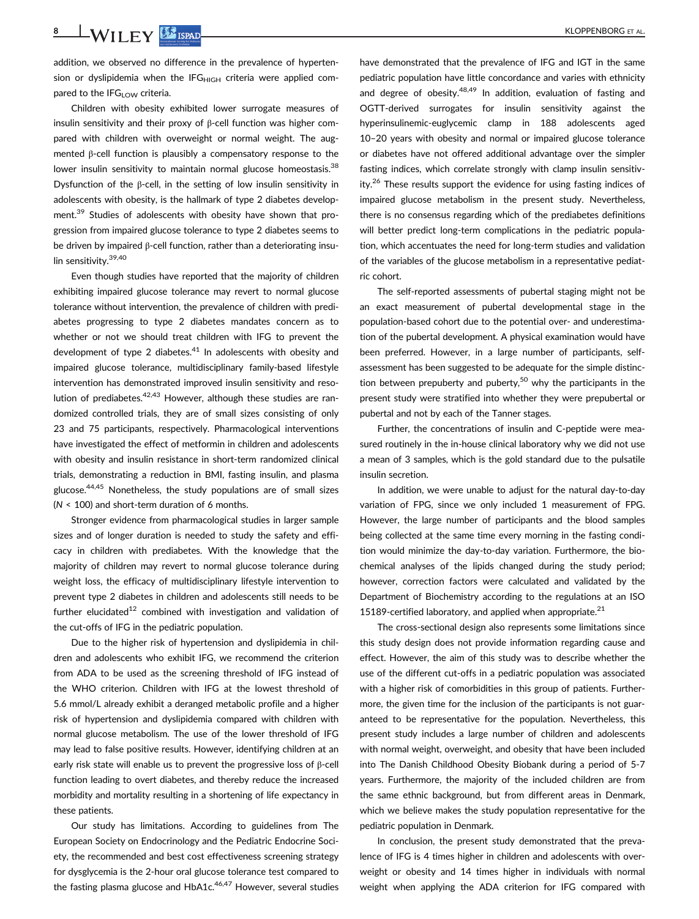addition, we observed no difference in the prevalence of hypertension or dyslipidemia when the $IFG_{HIGH}$ criteria were applied compared to the $IFG_{LOW}$ criteria.

Children with obesity exhibited lower surrogate measures of insulin sensitivity and their proxy of β-cell function was higher compared with children with overweight or normal weight. The augmented β-cell function is plausibly a compensatory response to the lower insulin sensitivity to maintain normal glucose homeostasis.[38] Dysfunction of the β-cell, in the setting of low insulin sensitivity in adolescents with obesity, is the hallmark of type 2 diabetes development.[39] Studies of adolescents with obesity have shown that progression from impaired glucose tolerance to type 2 diabetes seems to be driven by impaired β-cell function, rather than a deteriorating insulin sensitivity.[39,40]

Even though studies have reported that the majority of children exhibiting impaired glucose tolerance may revert to normal glucose tolerance without intervention, the prevalence of children with prediabetes progressing to type 2 diabetes mandates concern as to whether or not we should treat children with IFG to prevent the development of type 2 diabetes.[41] In adolescents with obesity and impaired glucose tolerance, multidisciplinary family-based lifestyle intervention has demonstrated improved insulin sensitivity and resolution of prediabetes.[42,43] However, although these studies are randomized controlled trials, they are of small sizes consisting of only 23 and 75 participants, respectively. Pharmacological interventions have investigated the effect of metformin in children and adolescents with obesity and insulin resistance in short-term randomized clinical trials, demonstrating a reduction in BMI, fasting insulin, and plasma glucose.[44,45] Nonetheless, the study populations are of small sizes ($N$ < 100) and short-term duration of 6 months.

Stronger evidence from pharmacological studies in larger sample sizes and of longer duration is needed to study the safety and efficacy in children with prediabetes. With the knowledge that the majority of children may revert to normal glucose tolerance during weight loss, the efficacy of multidisciplinary lifestyle intervention to prevent type 2 diabetes in children and adolescents still needs to be further elucidated[12] combined with investigation and validation of the cut-offs of IFG in the pediatric population.

Due to the higher risk of hypertension and dyslipidemia in children and adolescents who exhibit IFG, we recommend the criterion from ADA to be used as the screening threshold of IFG instead of the WHO criterion. Children with IFG at the lowest threshold of 5.6 mmol/L already exhibit a deranged metabolic profile and a higher risk of hypertension and dyslipidemia compared with children with normal glucose metabolism. The use of the lower threshold of IFG may lead to false positive results. However, identifying children at an early risk state will enable us to prevent the progressive loss of β-cell function leading to overt diabetes, and thereby reduce the increased morbidity and mortality resulting in a shortening of life expectancy in these patients.

Our study has limitations. According to guidelines from The European Society on Endocrinology and the Pediatric Endocrine Society, the recommended and best cost effectiveness screening strategy for dysglycemia is the 2-hour oral glucose tolerance test compared to the fasting plasma glucose and HbA1c.[46,47] However, several studies have demonstrated that the prevalence of IFG and IGT in the same pediatric population have little concordance and varies with ethnicity and degree of obesity.[48,49] In addition, evaluation of fasting and OGTT-derived surrogates for insulin sensitivity against the hyperinsulinemic-euglycemic clamp in 188 adolescents aged 10–20 years with obesity and normal or impaired glucose tolerance or diabetes have not offered additional advantage over the simpler fasting indices, which correlate strongly with clamp insulin sensitivity.[26] These results support the evidence for using fasting indices of impaired glucose metabolism in the present study. Nevertheless, there is no consensus regarding which of the prediabetes definitions will better predict long-term complications in the pediatric population, which accentuates the need for long-term studies and validation of the variables of the glucose metabolism in a representative pediatric cohort.

The self-reported assessments of pubertal staging might not be an exact measurement of pubertal developmental stage in the population-based cohort due to the potential over- and underestimation of the pubertal development. A physical examination would have been preferred. However, in a large number of participants, self-assessment has been suggested to be adequate for the simple distinction between prepuberty and puberty,[50] why the participants in the present study were stratified into whether they were prepubertal or pubertal and not by each of the Tanner stages.

Further, the concentrations of insulin and C-peptide were measured routinely in the in-house clinical laboratory why we did not use a mean of 3 samples, which is the gold standard due to the pulsatile insulin secretion.

In addition, we were unable to adjust for the natural day-to-day variation of FPG, since we only included 1 measurement of FPG. However, the large number of participants and the blood samples being collected at the same time every morning in the fasting condition would minimize the day-to-day variation. Furthermore, the biochemical analyses of the lipids changed during the study period; however, correction factors were calculated and validated by the Department of Biochemistry according to the regulations at an ISO 15189-certified laboratory, and applied when appropriate.[21]

The cross-sectional design also represents some limitations since this study design does not provide information regarding cause and effect. However, the aim of this study was to describe whether the use of the different cut-offs in a pediatric population was associated with a higher risk of comorbidities in this group of patients. Furthermore, the given time for the inclusion of the participants is not guaranteed to be representative for the population. Nevertheless, this present study includes a large number of children and adolescents with normal weight, overweight, and obesity that have been included into The Danish Childhood Obesity Biobank during a period of 5-7 years. Furthermore, the majority of the included children are from the same ethnic background, but from different areas in Denmark, which we believe makes the study population representative for the pediatric population in Denmark.

In conclusion, the present study demonstrated that the prevalence of IFG is 4 times higher in children and adolescents with overweight or obesity and 14 times higher in individuals with normal weight when applying the ADA criterion for IFG compared with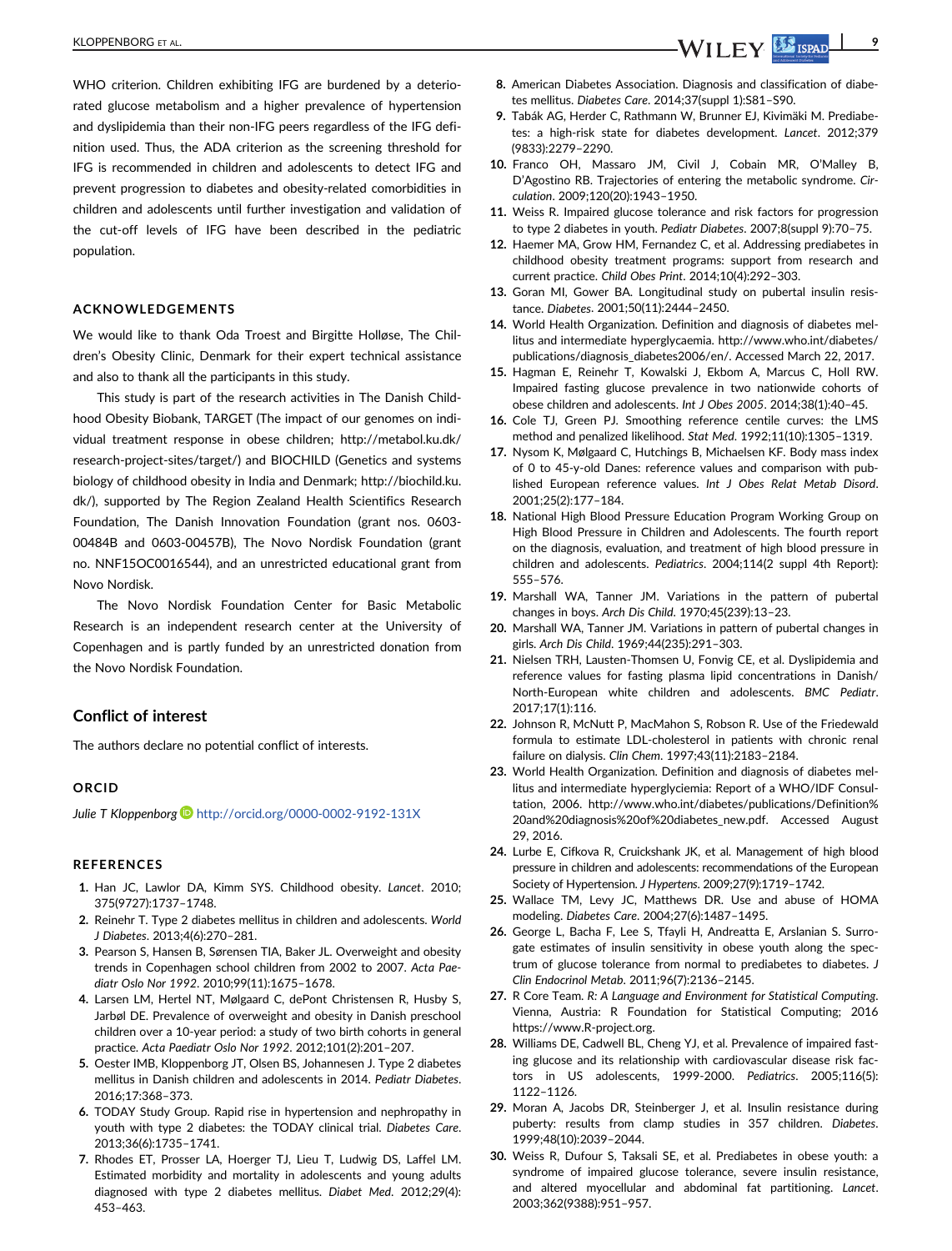WHO criterion. Children exhibiting IFG are burdened by a deteriorated glucose metabolism and a higher prevalence of hypertension and dyslipidemia than their non-IFG peers regardless of the IFG definition used. Thus, the ADA criterion as the screening threshold for IFG is recommended in children and adolescents to detect IFG and prevent progression to diabetes and obesity-related comorbidities in children and adolescents until further investigation and validation of the cut-off levels of IFG have been described in the pediatric population.

### ACKNOWLEDGEMENTS

We would like to thank Oda Troest and Birgitte Holløse, The Children's Obesity Clinic, Denmark for their expert technical assistance and also to thank all the participants in this study.

This study is part of the research activities in The Danish Childhood Obesity Biobank, TARGET (The impact of our genomes on individual treatment response in obese children; http://metabol.ku.dk/research-project-sites/target/) and BIOCHILD (Genetics and systems biology of childhood obesity in India and Denmark; http://biochild.ku.dk/), supported by The Region Zealand Health Scientifics Research Foundation, The Danish Innovation Foundation (grant nos. 0603-00484B and 0603-00457B), The Novo Nordisk Foundation (grant no. NNF15OC0016544), and an unrestricted educational grant from Novo Nordisk.

The Novo Nordisk Foundation Center for Basic Metabolic Research is an independent research center at the University of Copenhagen and is partly funded by an unrestricted donation from the Novo Nordisk Foundation.

## Conflict of interest

The authors declare no potential conflict of interests.

### ORCID

*Julie T Kloppenborg* http://orcid.org/0000-0002-9192-131X

### REFERENCES

1. Han JC, Lawlor DA, Kimm SYS. Childhood obesity. *Lancet*. 2010; 375(9727):1737–1748.
2. Reinehr T. Type 2 diabetes mellitus in children and adolescents. *World J Diabetes*. 2013;4(6):270–281.
3. Pearson S, Hansen B, Sørensen TIA, Baker JL. Overweight and obesity trends in Copenhagen school children from 2002 to 2007. *Acta Paediatr Oslo Nor 1992*. 2010;99(11):1675–1678.
4. Larsen LM, Hertel NT, Mølgaard C, dePont Christensen R, Husby S, Jarbøl DE. Prevalence of overweight and obesity in Danish preschool children over a 10-year period: a study of two birth cohorts in general practice. *Acta Paediatr Oslo Nor 1992*. 2012;101(2):201–207.
5. Oester IMB, Kloppenborg JT, Olsen BS, Johannesen J. Type 2 diabetes mellitus in Danish children and adolescents in 2014. *Pediatr Diabetes*. 2016;17:368–373.
6. TODAY Study Group. Rapid rise in hypertension and nephropathy in youth with type 2 diabetes: the TODAY clinical trial. *Diabetes Care*. 2013;36(6):1735–1741.
7. Rhodes ET, Prosser LA, Hoerger TJ, Lieu T, Ludwig DS, Laffel LM. Estimated morbidity and mortality in adolescents and young adults diagnosed with type 2 diabetes mellitus. *Diabet Med*. 2012;29(4): 453–463.
8. American Diabetes Association. Diagnosis and classification of diabetes mellitus. *Diabetes Care*. 2014;37(suppl 1):S81–S90.
9. Tabák AG, Herder C, Rathmann W, Brunner EJ, Kivimäki M. Prediabetes: a high-risk state for diabetes development. *Lancet*. 2012;379 (9833):2279–2290.
10. Franco OH, Massaro JM, Civil J, Cobain MR, O'Malley B, D'Agostino RB. Trajectories of entering the metabolic syndrome. *Circulation*. 2009;120(20):1943–1950.
11. Weiss R. Impaired glucose tolerance and risk factors for progression to type 2 diabetes in youth. *Pediatr Diabetes*. 2007;8(suppl 9):70–75.
12. Haemer MA, Grow HM, Fernandez C, et al. Addressing prediabetes in childhood obesity treatment programs: support from research and current practice. *Child Obes Print*. 2014;10(4):292–303.
13. Goran MI, Gower BA. Longitudinal study on pubertal insulin resistance. *Diabetes*. 2001;50(11):2444–2450.
14. World Health Organization. Definition and diagnosis of diabetes mellitus and intermediate hyperglycaemia. http://www.who.int/diabetes/publications/diagnosis_diabetes2006/en/. Accessed March 22, 2017.
15. Hagman E, Reinehr T, Kowalski J, Ekbom A, Marcus C, Holl RW. Impaired fasting glucose prevalence in two nationwide cohorts of obese children and adolescents. *Int J Obes 2005*. 2014;38(1):40–45.
16. Cole TJ, Green PJ. Smoothing reference centile curves: the LMS method and penalized likelihood. *Stat Med*. 1992;11(10):1305–1319.
17. Nysom K, Mølgaard C, Hutchings B, Michaelsen KF. Body mass index of 0 to 45-y-old Danes: reference values and comparison with published European reference values. *Int J Obes Relat Metab Disord*. 2001;25(2):177–184.
18. National High Blood Pressure Education Program Working Group on High Blood Pressure in Children and Adolescents. The fourth report on the diagnosis, evaluation, and treatment of high blood pressure in children and adolescents. *Pediatrics*. 2004;114(2 suppl 4th Report): 555–576.
19. Marshall WA, Tanner JM. Variations in the pattern of pubertal changes in boys. *Arch Dis Child*. 1970;45(239):13–23.
20. Marshall WA, Tanner JM. Variations in pattern of pubertal changes in girls. *Arch Dis Child*. 1969;44(235):291–303.
21. Nielsen TRH, Lausten-Thomsen U, Fonvig CE, et al. Dyslipidemia and reference values for fasting plasma lipid concentrations in Danish/North-European white children and adolescents. *BMC Pediatr*. 2017;17(1):116.
22. Johnson R, McNutt P, MacMahon S, Robson R. Use of the Friedewald formula to estimate LDL-cholesterol in patients with chronic renal failure on dialysis. *Clin Chem*. 1997;43(11):2183–2184.
23. World Health Organization. Definition and diagnosis of diabetes mellitus and intermediate hyperglyciemia: Report of a WHO/IDF Consultation, 2006. http://www.who.int/diabetes/publications/Definition%20and%20diagnosis%20of%20diabetes_new.pdf. Accessed August 29, 2016.
24. Lurbe E, Cifkova R, Cruickshank JK, et al. Management of high blood pressure in children and adolescents: recommendations of the European Society of Hypertension. *J Hypertens*. 2009;27(9):1719–1742.
25. Wallace TM, Levy JC, Matthews DR. Use and abuse of HOMA modeling. *Diabetes Care*. 2004;27(6):1487–1495.
26. George L, Bacha F, Lee S, Tfayli H, Andreatta E, Arslanian S. Surrogate estimates of insulin sensitivity in obese youth along the spectrum of glucose tolerance from normal to prediabetes to diabetes. *J Clin Endocrinol Metab*. 2011;96(7):2136–2145.
27. R Core Team. *R: A Language and Environment for Statistical Computing*. Vienna, Austria: R Foundation for Statistical Computing; 2016 https://www.R-project.org.
28. Williams DE, Cadwell BL, Cheng YJ, et al. Prevalence of impaired fasting glucose and its relationship with cardiovascular disease risk factors in US adolescents, 1999-2000. *Pediatrics*. 2005;116(5): 1122–1126.
29. Moran A, Jacobs DR, Steinberger J, et al. Insulin resistance during puberty: results from clamp studies in 357 children. *Diabetes*. 1999;48(10):2039–2044.
30. Weiss R, Dufour S, Taksali SE, et al. Prediabetes in obese youth: a syndrome of impaired glucose tolerance, severe insulin resistance, and altered myocellular and abdominal fat partitioning. *Lancet*. 2003;362(9388):951–957.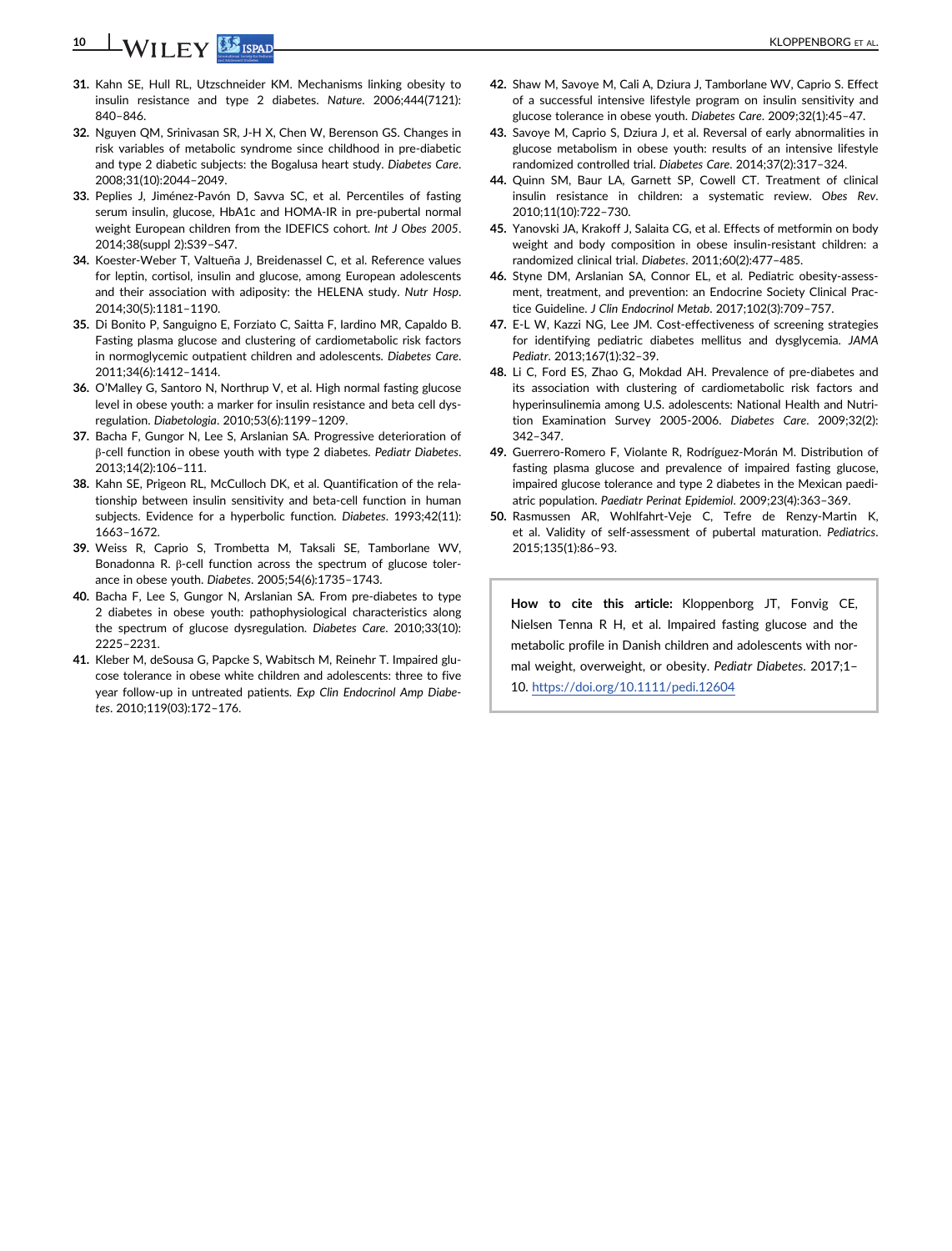31. Kahn SE, Hull RL, Utzschneider KM. Mechanisms linking obesity to insulin resistance and type 2 diabetes. *Nature*. 2006;444(7121): 840–846.
32. Nguyen QM, Srinivasan SR, J-H X, Chen W, Berenson GS. Changes in risk variables of metabolic syndrome since childhood in pre-diabetic and type 2 diabetic subjects: the Bogalusa heart study. *Diabetes Care*. 2008;31(10):2044–2049.
33. Peplies J, Jiménez-Pavón D, Savva SC, et al. Percentiles of fasting serum insulin, glucose, HbA1c and HOMA-IR in pre-pubertal normal weight European children from the IDEFICS cohort. *Int J Obes 2005*. 2014;38(suppl 2):S39–S47.
34. Koester-Weber T, Valtueña J, Breidenassel C, et al. Reference values for leptin, cortisol, insulin and glucose, among European adolescents and their association with adiposity: the HELENA study. *Nutr Hosp*. 2014;30(5):1181–1190.
35. Di Bonito P, Sanguigno E, Forziato C, Saitta F, Iardino MR, Capaldo B. Fasting plasma glucose and clustering of cardiometabolic risk factors in normoglycemic outpatient children and adolescents. *Diabetes Care*. 2011;34(6):1412–1414.
36. O'Malley G, Santoro N, Northrup V, et al. High normal fasting glucose level in obese youth: a marker for insulin resistance and beta cell dysregulation. *Diabetologia*. 2010;53(6):1199–1209.
37. Bacha F, Gungor N, Lee S, Arslanian SA. Progressive deterioration of β-cell function in obese youth with type 2 diabetes. *Pediatr Diabetes*. 2013;14(2):106–111.
38. Kahn SE, Prigeon RL, McCulloch DK, et al. Quantification of the relationship between insulin sensitivity and beta-cell function in human subjects. Evidence for a hyperbolic function. *Diabetes*. 1993;42(11): 1663–1672.
39. Weiss R, Caprio S, Trombetta M, Taksali SE, Tamborlane WV, Bonadonna R. β-cell function across the spectrum of glucose tolerance in obese youth. *Diabetes*. 2005;54(6):1735–1743.
40. Bacha F, Lee S, Gungor N, Arslanian SA. From pre-diabetes to type 2 diabetes in obese youth: pathophysiological characteristics along the spectrum of glucose dysregulation. *Diabetes Care*. 2010;33(10): 2225–2231.
41. Kleber M, deSousa G, Papcke S, Wabitsch M, Reinehr T. Impaired glucose tolerance in obese white children and adolescents: three to five year follow-up in untreated patients. *Exp Clin Endocrinol Amp Diabetes*. 2010;119(03):172–176.
42. Shaw M, Savoye M, Cali A, Dziura J, Tamborlane WV, Caprio S. Effect of a successful intensive lifestyle program on insulin sensitivity and glucose tolerance in obese youth. *Diabetes Care*. 2009;32(1):45–47.
43. Savoye M, Caprio S, Dziura J, et al. Reversal of early abnormalities in glucose metabolism in obese youth: results of an intensive lifestyle randomized controlled trial. *Diabetes Care*. 2014;37(2):317–324.
44. Quinn SM, Baur LA, Garnett SP, Cowell CT. Treatment of clinical insulin resistance in children: a systematic review. *Obes Rev*. 2010;11(10):722–730.
45. Yanovski JA, Krakoff J, Salaita CG, et al. Effects of metformin on body weight and body composition in obese insulin-resistant children: a randomized clinical trial. *Diabetes*. 2011;60(2):477–485.
46. Styne DM, Arslanian SA, Connor EL, et al. Pediatric obesity-assessment, treatment, and prevention: an Endocrine Society Clinical Practice Guideline. *J Clin Endocrinol Metab*. 2017;102(3):709–757.
47. E-L W, Kazzi NG, Lee JM. Cost-effectiveness of screening strategies for identifying pediatric diabetes mellitus and dysglycemia. *JAMA Pediatr*. 2013;167(1):32–39.
48. Li C, Ford ES, Zhao G, Mokdad AH. Prevalence of pre-diabetes and its association with clustering of cardiometabolic risk factors and hyperinsulinemia among U.S. adolescents: National Health and Nutrition Examination Survey 2005-2006. *Diabetes Care*. 2009;32(2): 342–347.
49. Guerrero-Romero F, Violante R, Rodríguez-Morán M. Distribution of fasting plasma glucose and prevalence of impaired fasting glucose, impaired glucose tolerance and type 2 diabetes in the Mexican paediatric population. *Paediatr Perinat Epidemiol*. 2009;23(4):363–369.
50. Rasmussen AR, Wohlfahrt-Veje C, Tefre de Renzy-Martin K, et al. Validity of self-assessment of pubertal maturation. *Pediatrics*. 2015;135(1):86–93.

**How to cite this article:** Kloppenborg JT, Fonvig CE, Nielsen Tenna R H, et al. Impaired fasting glucose and the metabolic profile in Danish children and adolescents with normal weight, overweight, or obesity. *Pediatr Diabetes*. 2017;1–10. https://doi.org/10.1111/pedi.12604